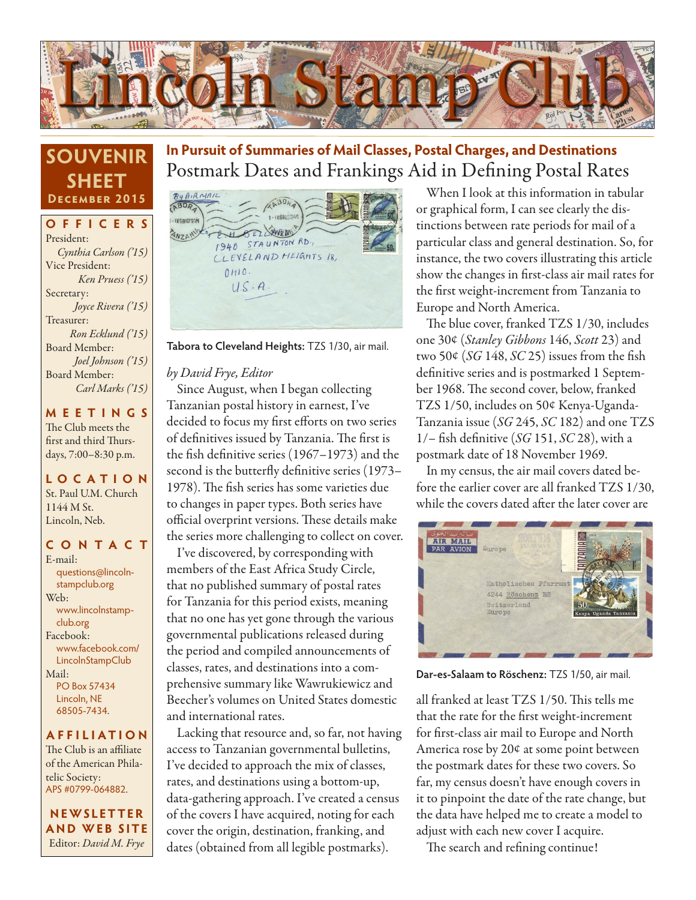# Lincoln Stamp Club

**SOUVENIR SHEET**
**December 2015**

**OFFICERS**

President:
*Cynthia Carlson ('15)*
Vice President:
*Ken Pruess ('15)*
Secretary:
*Joyce Rivera ('15)*
Treasurer:
*Ron Ecklund ('15)*
Board Member:
*Joel Johnson ('15)*
Board Member:
*Carl Marks ('15)*

**MEETINGS**

The Club meets the first and third Thursdays, 7:00–8:30 p.m.

**LOCATION**

St. Paul U.M. Church
1144 M St.
Lincoln, Neb.

**CONTACT**

E-mail:
questions@lincolnstampclub.org
Web:
www.lincolnstampclub.org
Facebook:
www.facebook.com/LincolnStampClub
Mail:
PO Box 57434
Lincoln, NE 68505-7434.

**AFFILIATION**

The Club is an affiliate of the American Philatelic Society: APS #0799-064882.

**NEWSLETTER AND WEB SITE**

Editor: *David M. Frye*

## In Pursuit of Summaries of Mail Classes, Postal Charges, and Destinations

# Postmark Dates and Frankings Aid in Defining Postal Rates

**Tabora to Cleveland Heights:** TZS 1/30, air mail.

*by David Frye, Editor*

Since August, when I began collecting Tanzanian postal history in earnest, I've decided to focus my first efforts on two series of definitives issued by Tanzania. The first is the fish definitive series (1967–1973) and the second is the butterfly definitive series (1973–1978). The fish series has some varieties due to changes in paper types. Both series have official overprint versions. These details make the series more challenging to collect on cover.

I've discovered, by corresponding with members of the East Africa Study Circle, that no published summary of postal rates for Tanzania for this period exists, meaning that no one has yet gone through the various governmental publications released during the period and compiled announcements of classes, rates, and destinations into a comprehensive summary like Wawrukiewicz and Beecher's volumes on United States domestic and international rates.

Lacking that resource and, so far, not having access to Tanzanian governmental bulletins, I've decided to approach the mix of classes, rates, and destinations using a bottom-up, data-gathering approach. I've created a census of the covers I have acquired, noting for each cover the origin, destination, franking, and dates (obtained from all legible postmarks).

When I look at this information in tabular or graphical form, I can see clearly the distinctions between rate periods for mail of a particular class and general destination. So, for instance, the two covers illustrating this article show the changes in first-class air mail rates for the first weight-increment from Tanzania to Europe and North America.

The blue cover, franked TZS 1/30, includes one 30¢ (*Stanley Gibbons* 146, *Scott* 23) and two 50¢ (*SG* 148, *SC* 25) issues from the fish definitive series and is postmarked 1 September 1968. The second cover, below, franked TZS 1/50, includes on 50¢ Kenya-Uganda-Tanzania issue (*SG* 245, *SC* 182) and one TZS 1/– fish definitive (*SG* 151, *SC* 28), with a postmark date of 18 November 1969.

In my census, the air mail covers dated before the earlier cover are all franked TZS 1/30, while the covers dated after the later cover are all franked at least TZS 1/50. This tells me that the rate for the first weight-increment for first-class air mail to Europe and North America rose by 20¢ at some point between the postmark dates for these two covers. So far, my census doesn't have enough covers in it to pinpoint the date of the rate change, but the data have helped me to create a model to adjust with each new cover I acquire.

**Dar-es-Salaam to Röschenz:** TZS 1/50, air mail.

The search and refining continue!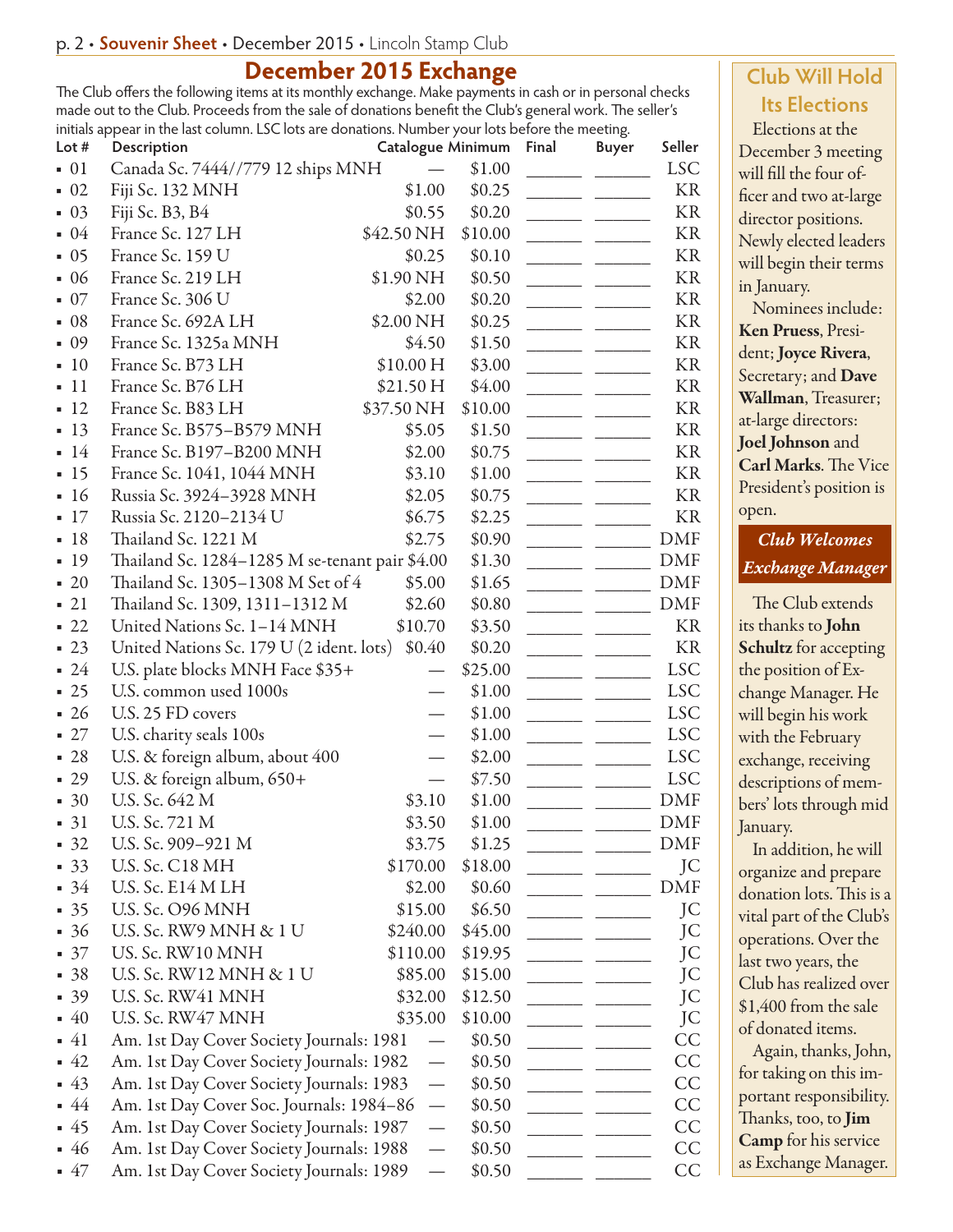## December 2015 Exchange

The Club offers the following items at its monthly exchange. Make payments in cash or in personal checks made out to the Club. Proceeds from the sale of donations benefit the Club's general work. The seller's initials appear in the last column. LSC lots are donations. Number your lots before the meeting.

| Lot # | Description | Catalogue | Minimum | Final | Buyer | Seller |
|---|---|---|---|---|---|---|
| 01 | Canada Sc. 7444//779 12 ships MNH | — | $1.00 | ______ | ______ | LSC |
| 02 | Fiji Sc. 132 MNH | $1.00 | $0.25 | ______ | ______ | KR |
| 03 | Fiji Sc. B3, B4 | $0.55 | $0.20 | ______ | ______ | KR |
| 04 | France Sc. 127 LH | $42.50 NH | $10.00 | ______ | ______ | KR |
| 05 | France Sc. 159 U | $0.25 | $0.10 | ______ | ______ | KR |
| 06 | France Sc. 219 LH | $1.90 NH | $0.50 | ______ | ______ | KR |
| 07 | France Sc. 306 U | $2.00 | $0.20 | ______ | ______ | KR |
| 08 | France Sc. 692A LH | $2.00 NH | $0.25 | ______ | ______ | KR |
| 09 | France Sc. 1325a MNH | $4.50 | $1.50 | ______ | ______ | KR |
| 10 | France Sc. B73 LH | $10.00 H | $3.00 | ______ | ______ | KR |
| 11 | France Sc. B76 LH | $21.50 H | $4.00 | ______ | ______ | KR |
| 12 | France Sc. B83 LH | $37.50 NH | $10.00 | ______ | ______ | KR |
| 13 | France Sc. B575–B579 MNH | $5.05 | $1.50 | ______ | ______ | KR |
| 14 | France Sc. B197–B200 MNH | $2.00 | $0.75 | ______ | ______ | KR |
| 15 | France Sc. 1041, 1044 MNH | $3.10 | $1.00 | ______ | ______ | KR |
| 16 | Russia Sc. 3924–3928 MNH | $2.05 | $0.75 | ______ | ______ | KR |
| 17 | Russia Sc. 2120–2134 U | $6.75 | $2.25 | ______ | ______ | KR |
| 18 | Thailand Sc. 1221 M | $2.75 | $0.90 | ______ | ______ | DMF |
| 19 | Thailand Sc. 1284–1285 M se-tenant pair | $4.00 | $1.30 | ______ | ______ | DMF |
| 20 | Thailand Sc. 1305–1308 M Set of 4 | $5.00 | $1.65 | ______ | ______ | DMF |
| 21 | Thailand Sc. 1309, 1311–1312 M | $2.60 | $0.80 | ______ | ______ | DMF |
| 22 | United Nations Sc. 1–14 MNH | $10.70 | $3.50 | ______ | ______ | KR |
| 23 | United Nations Sc. 179 U (2 ident. lots) | $0.40 | $0.20 | ______ | ______ | KR |
| 24 | U.S. plate blocks MNH Face $35+ | — | $25.00 | ______ | ______ | LSC |
| 25 | U.S. common used 1000s | — | $1.00 | ______ | ______ | LSC |
| 26 | U.S. 25 FD covers | — | $1.00 | ______ | ______ | LSC |
| 27 | U.S. charity seals 100s | — | $1.00 | ______ | ______ | LSC |
| 28 | U.S. & foreign album, about 400 | — | $2.00 | ______ | ______ | LSC |
| 29 | U.S. & foreign album, 650+ | — | $7.50 | ______ | ______ | LSC |
| 30 | U.S. Sc. 642 M | $3.10 | $1.00 | ______ | ______ | DMF |
| 31 | U.S. Sc. 721 M | $3.50 | $1.00 | ______ | ______ | DMF |
| 32 | U.S. Sc. 909–921 M | $3.75 | $1.25 | ______ | ______ | DMF |
| 33 | U.S. Sc. C18 MH | $170.00 | $18.00 | ______ | ______ | JC |
| 34 | U.S. Sc. E14 M LH | $2.00 | $0.60 | ______ | ______ | DMF |
| 35 | U.S. Sc. O96 MNH | $15.00 | $6.50 | ______ | ______ | JC |
| 36 | U.S. Sc. RW9 MNH & 1 U | $240.00 | $45.00 | ______ | ______ | JC |
| 37 | US. Sc. RW10 MNH | $110.00 | $19.95 | ______ | ______ | JC |
| 38 | U.S. Sc. RW12 MNH & 1 U | $85.00 | $15.00 | ______ | ______ | JC |
| 39 | U.S. Sc. RW41 MNH | $32.00 | $12.50 | ______ | ______ | JC |
| 40 | U.S. Sc. RW47 MNH | $35.00 | $10.00 | ______ | ______ | JC |
| 41 | Am. 1st Day Cover Society Journals: 1981 | — | $0.50 | ______ | ______ | CC |
| 42 | Am. 1st Day Cover Society Journals: 1982 | — | $0.50 | ______ | ______ | CC |
| 43 | Am. 1st Day Cover Society Journals: 1983 | — | $0.50 | ______ | ______ | CC |
| 44 | Am. 1st Day Cover Soc. Journals: 1984–86 | — | $0.50 | ______ | ______ | CC |
| 45 | Am. 1st Day Cover Society Journals: 1987 | — | $0.50 | ______ | ______ | CC |
| 46 | Am. 1st Day Cover Society Journals: 1988 | — | $0.50 | ______ | ______ | CC |
| 47 | Am. 1st Day Cover Society Journals: 1989 | — | $0.50 | ______ | ______ | CC |

## Club Will Hold Its Elections

Elections at the December 3 meeting will fill the four officer and two at-large director positions. Newly elected leaders will begin their terms in January.

Nominees include: **Ken Pruess**, President; **Joyce Rivera**, Secretary; and **Dave Wallman**, Treasurer; at-large directors: **Joel Johnson** and **Carl Marks**. The Vice President's position is open.

### *Club Welcomes Exchange Manager*

The Club extends its thanks to **John Schultz** for accepting the position of Exchange Manager. He will begin his work with the February exchange, receiving descriptions of members' lots through mid January.

In addition, he will organize and prepare donation lots. This is a vital part of the Club's operations. Over the last two years, the Club has realized over $1,400 from the sale of donated items.

Again, thanks, John, for taking on this important responsibility. Thanks, too, to **Jim Camp** for his service as Exchange Manager.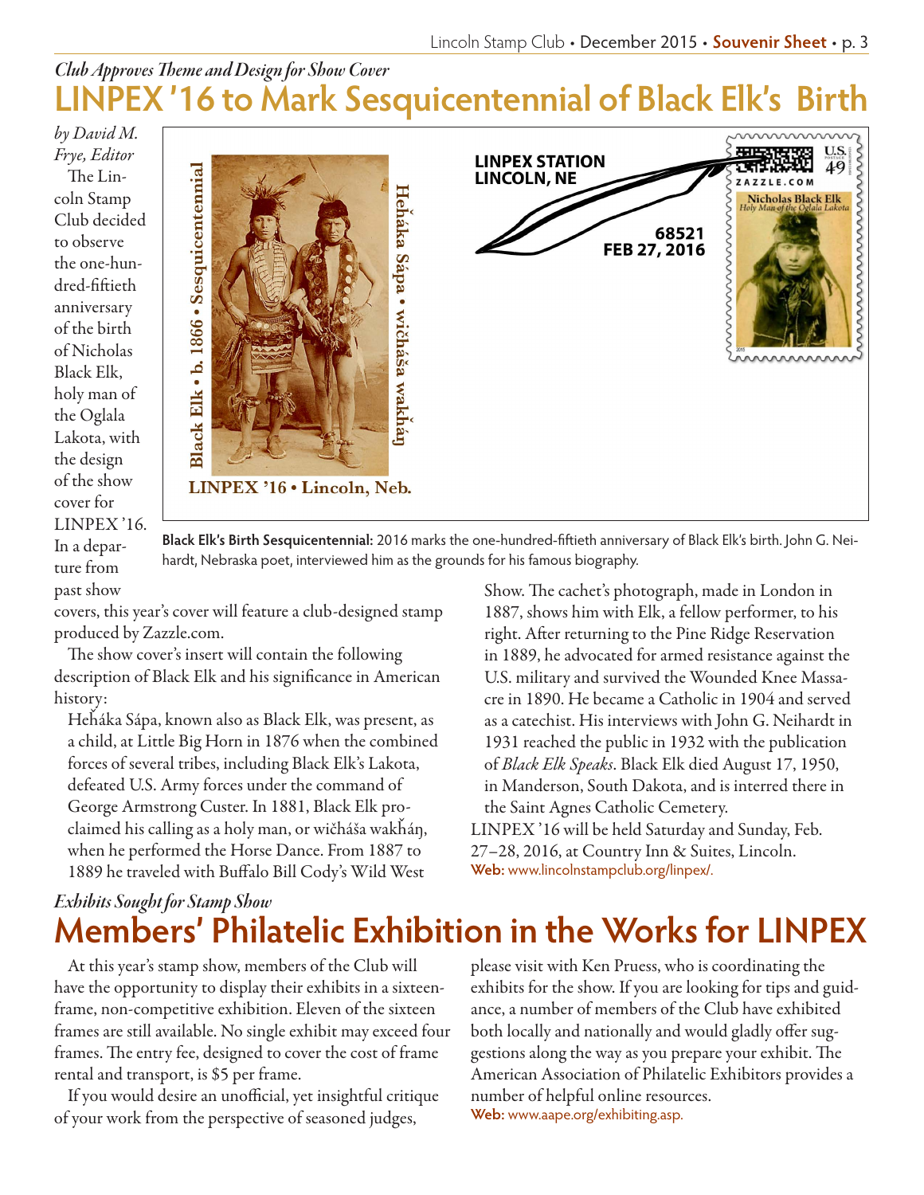*Club Approves Theme and Design for Show Cover*

# LINPEX '16 to Mark Sesquicentennial of Black Elk's Birth

*by David M. Frye, Editor*

The Lincoln Stamp Club decided to observe the one-hundred-fiftieth anniversary of the birth of Nicholas Black Elk, holy man of the Oglala Lakota, with the design of the show cover for LINPEX '16. In a departure from past show covers, this year's cover will feature a club-designed stamp produced by Zazzle.com.

Black Elk • b. 1866 • Sesquicentennial

Heȟáka Sápa • wičháša wakȟáŋ

LINPEX '16 • Lincoln, Neb.

LINPEX STATION
LINCOLN, NE

68521
FEB 27, 2016

U.S. 49
ZAZZLE.COM
Nicholas Black Elk
Holy Man of the Oglala Lakota

**Black Elk's Birth Sesquicentennial:** 2016 marks the one-hundred-fiftieth anniversary of Black Elk's birth. John G. Neihardt, Nebraska poet, interviewed him as the grounds for his famous biography.

The show cover's insert will contain the following description of Black Elk and his significance in American history:

> Heȟáka Sápa, known also as Black Elk, was present, as a child, at Little Big Horn in 1876 when the combined forces of several tribes, including Black Elk's Lakota, defeated U.S. Army forces under the command of George Armstrong Custer. In 1881, Black Elk proclaimed his calling as a holy man, or wičháša wakȟáŋ, when he performed the Horse Dance. From 1887 to 1889 he traveled with Buffalo Bill Cody's Wild West Show. The cachet's photograph, made in London in 1887, shows him with Elk, a fellow performer, to his right. After returning to the Pine Ridge Reservation in 1889, he advocated for armed resistance against the U.S. military and survived the Wounded Knee Massacre in 1890. He became a Catholic in 1904 and served as a catechist. His interviews with John G. Neihardt in 1931 reached the public in 1932 with the publication of *Black Elk Speaks*. Black Elk died August 17, 1950, in Manderson, South Dakota, and is interred there in the Saint Agnes Catholic Cemetery.

LINPEX '16 will be held Saturday and Sunday, Feb. 27–28, 2016, at Country Inn & Suites, Lincoln.
**Web:** www.lincolnstampclub.org/linpex/.

*Exhibits Sought for Stamp Show*

# Members' Philatelic Exhibition in the Works for LINPEX

At this year's stamp show, members of the Club will have the opportunity to display their exhibits in a sixteen-frame, non-competitive exhibition. Eleven of the sixteen frames are still available. No single exhibit may exceed four frames. The entry fee, designed to cover the cost of frame rental and transport, is $5 per frame.

If you would desire an unofficial, yet insightful critique of your work from the perspective of seasoned judges, please visit with Ken Pruess, who is coordinating the exhibits for the show. If you are looking for tips and guidance, a number of members of the Club have exhibited both locally and nationally and would gladly offer suggestions along the way as you prepare your exhibit. The American Association of Philatelic Exhibitors provides a number of helpful online resources.
**Web:** www.aape.org/exhibiting.asp.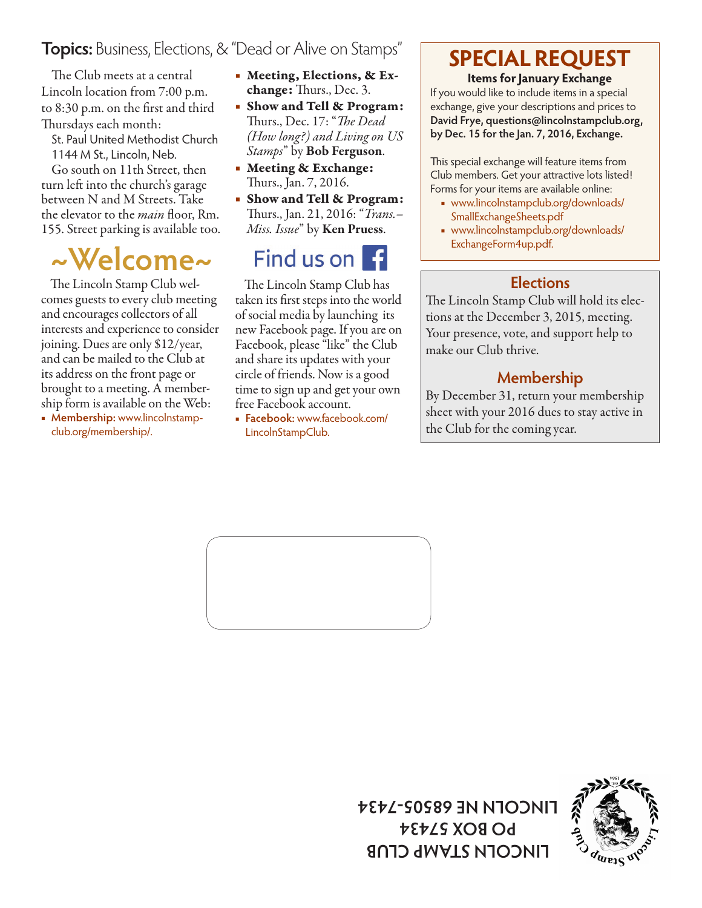## Topics: Business, Elections, & "Dead or Alive on Stamps"

The Club meets at a central Lincoln location from 7:00 p.m. to 8:30 p.m. on the first and third Thursdays each month:

St. Paul United Methodist Church
1144 M St., Lincoln, Neb.

Go south on 11th Street, then turn left into the church's garage between N and M Streets. Take the elevator to the *main* floor, Rm. 155. Street parking is available too.

- **Meeting, Elections, & Exchange:** Thurs., Dec. 3.
- **Show and Tell & Program:** Thurs., Dec. 17: "*The Dead (How long?) and Living on US Stamps*" by **Bob Ferguson**.
- **Meeting & Exchange:** Thurs., Jan. 7, 2016.
- **Show and Tell & Program:** Thurs., Jan. 21, 2016: "*Trans.–Miss. Issue*" by **Ken Pruess**.

## ~Welcome~

The Lincoln Stamp Club welcomes guests to every club meeting and encourages collectors of all interests and experience to consider joining. Dues are only $12/year, and can be mailed to the Club at its address on the front page or brought to a meeting. A membership form is available on the Web:

- **Membership:** www.lincolnstamp-club.org/membership/.

## Find us on Facebook

The Lincoln Stamp Club has taken its first steps into the world of social media by launching its new Facebook page. If you are on Facebook, please "like" the Club and share its updates with your circle of friends. Now is a good time to sign up and get your own free Facebook account.

- **Facebook:** www.facebook.com/LincolnStampClub.

## SPECIAL REQUEST

**Items for January Exchange**

If you would like to include items in a special exchange, give your descriptions and prices to **David Frye, questions@lincolnstampclub.org, by Dec. 15 for the Jan. 7, 2016, Exchange.**

This special exchange will feature items from Club members. Get your attractive lots listed! Forms for your items are available online:

- www.lincolnstampclub.org/downloads/SmallExchangeSheets.pdf
- www.lincolnstampclub.org/downloads/ExchangeForm4up.pdf.

## Elections

The Lincoln Stamp Club will hold its elections at the December 3, 2015, meeting. Your presence, vote, and support help to make our Club thrive.

## Membership

By December 31, return your membership sheet with your 2016 dues to stay active in the Club for the coming year.

LINCOLN STAMP CLUB
PO BOX 57434
LINCOLN NE 68505-7434